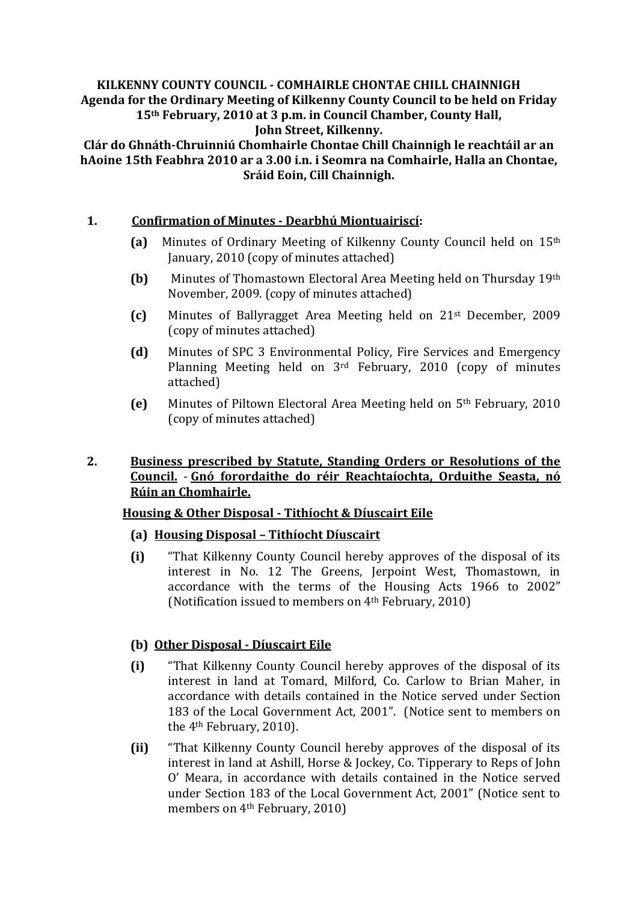**KILKENNY COUNTY COUNCIL - COMHAIRLE CHONTAE CHILL CHAINNIGH**
**Agenda for the Ordinary Meeting of Kilkenny County Council to be held on Friday 15th February, 2010 at 3 p.m. in Council Chamber, County Hall, John Street, Kilkenny.**
**Clár do Ghnáth-Chruinniú Chomhairle Chontae Chill Chainnigh le reachtáil ar an hAoine 15th Feabhra 2010 ar a 3.00 i.n. i Seomra na Comhairle, Halla an Chontae, Sráid Eoin, Cill Chainnigh.**

**1. <u>Confirmation of Minutes - Dearbhú Miontuairiscí</u>:**

**(a)** Minutes of Ordinary Meeting of Kilkenny County Council held on 15th January, 2010 (copy of minutes attached)

**(b)** Minutes of Thomastown Electoral Area Meeting held on Thursday 19th November, 2009. (copy of minutes attached)

**(c)** Minutes of Ballyragget Area Meeting held on 21st December, 2009 (copy of minutes attached)

**(d)** Minutes of SPC 3 Environmental Policy, Fire Services and Emergency Planning Meeting held on 3rd February, 2010 (copy of minutes attached)

**(e)** Minutes of Piltown Electoral Area Meeting held on 5th February, 2010 (copy of minutes attached)

**2. <u>Business prescribed by Statute, Standing Orders or Resolutions of the Council.</u> - <u>Gnó forordaithe do réir Reachtaíochta, Orduithe Seasta, nó Rúin an Chomhairle.</u>**

**<u>Housing & Other Disposal - Tithíocht & Díuscairt Eile</u>**

**(a) <u>Housing Disposal – Tithíocht Díuscairt</u>**

**(i)** "That Kilkenny County Council hereby approves of the disposal of its interest in No. 12 The Greens, Jerpoint West, Thomastown, in accordance with the terms of the Housing Acts 1966 to 2002" (Notification issued to members on 4th February, 2010)

**(b) <u>Other Disposal - Díuscairt Eile</u>**

**(i)** "That Kilkenny County Council hereby approves of the disposal of its interest in land at Tomard, Milford, Co. Carlow to Brian Maher, in accordance with details contained in the Notice served under Section 183 of the Local Government Act, 2001". (Notice sent to members on the 4th February, 2010).

**(ii)** "That Kilkenny County Council hereby approves of the disposal of its interest in land at Ashill, Horse & Jockey, Co. Tipperary to Reps of John O' Meara, in accordance with details contained in the Notice served under Section 183 of the Local Government Act, 2001" (Notice sent to members on 4th February, 2010)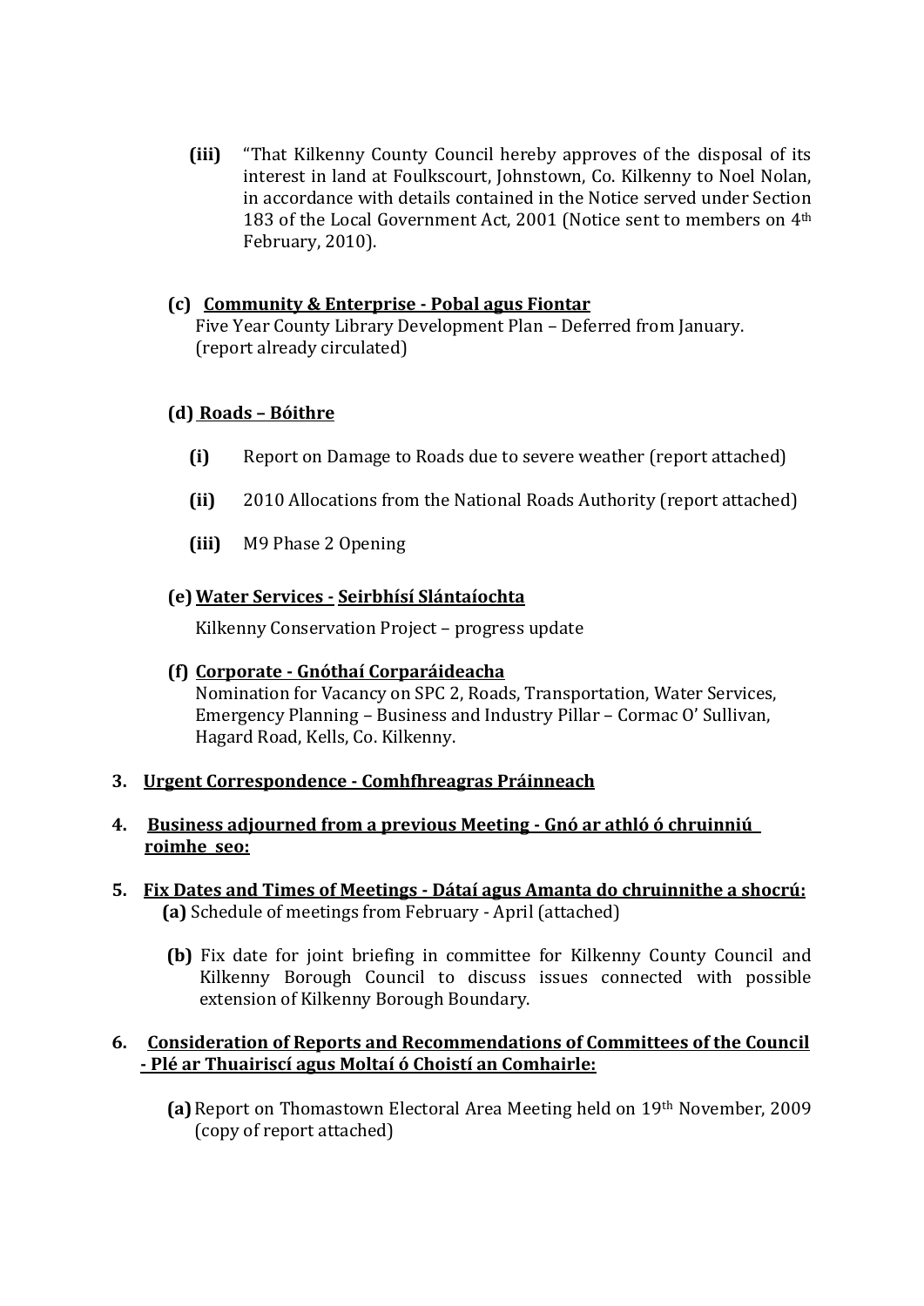**(iii)** "That Kilkenny County Council hereby approves of the disposal of its interest in land at Foulkscourt, Johnstown, Co. Kilkenny to Noel Nolan, in accordance with details contained in the Notice served under Section 183 of the Local Government Act, 2001 (Notice sent to members on 4th February, 2010).

**(c) <u>Community & Enterprise - Pobal agus Fiontar</u>**
Five Year County Library Development Plan – Deferred from January. (report already circulated)

**(d) <u>Roads – Bóithre</u>**

- **(i)** Report on Damage to Roads due to severe weather (report attached)
- **(ii)** 2010 Allocations from the National Roads Authority (report attached)
- **(iii)** M9 Phase 2 Opening

**(e) <u>Water Services - Seirbhísí Sláintaíochta</u>**

Kilkenny Conservation Project – progress update

**(f) <u>Corporate - Gnóthaí Corparáideacha</u>**
Nomination for Vacancy on SPC 2, Roads, Transportation, Water Services, Emergency Planning – Business and Industry Pillar – Cormac O' Sullivan, Hagard Road, Kells, Co. Kilkenny.

**3. <u>Urgent Correspondence - Comhfhreagras Práinneach</u>**

**4. <u>Business adjourned from a previous Meeting - Gnó ar athló ó chruinniú roimhe seo:</u>**

**5. <u>Fix Dates and Times of Meetings - Dátaí agus Amanta do chruinnithe a shocrú:</u>**

**(a)** Schedule of meetings from February - April (attached)

**(b)** Fix date for joint briefing in committee for Kilkenny County Council and Kilkenny Borough Council to discuss issues connected with possible extension of Kilkenny Borough Boundary.

**6. <u>Consideration of Reports and Recommendations of Committees of the Council - Plé ar Thuairiscí agus Moltaí ó Choistí an Comhairle:</u>**

**(a)** Report on Thomastown Electoral Area Meeting held on 19th November, 2009 (copy of report attached)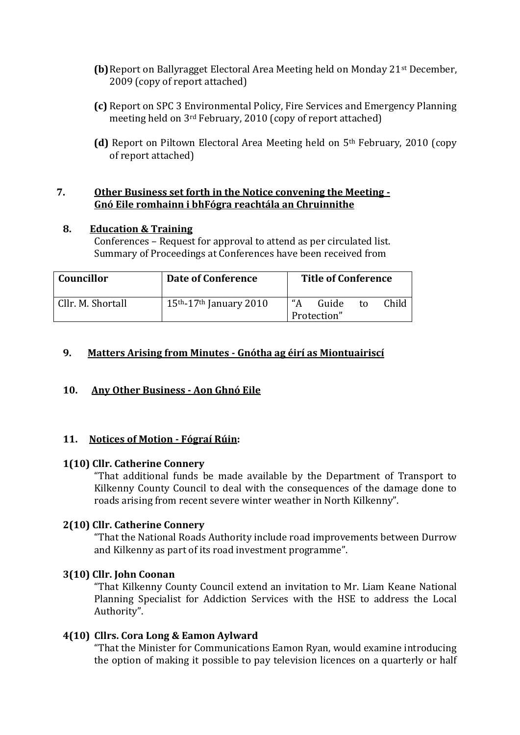**(b)** Report on Ballyragget Electoral Area Meeting held on Monday 21st December, 2009 (copy of report attached)

**(c)** Report on SPC 3 Environmental Policy, Fire Services and Emergency Planning meeting held on 3rd February, 2010 (copy of report attached)

**(d)** Report on Piltown Electoral Area Meeting held on 5th February, 2010 (copy of report attached)

**7. Other Business set forth in the Notice convening the Meeting - Gnó Eile romhainn i bhFógra reachtála an Chruinnithe**

**8. Education & Training**

Conferences – Request for approval to attend as per circulated list.
Summary of Proceedings at Conferences have been received from

| Councillor | Date of Conference | Title of Conference |
|---|---|---|
| Cllr. M. Shortall | 15th-17th January 2010 | "A Guide to Child Protection" |

**9. Matters Arising from Minutes - Gnótha ag éirí as Miontuairiscí**

**10. Any Other Business - Aon Ghnó Eile**

**11. Notices of Motion - Fógraí Rúin:**

**1(10) Cllr. Catherine Connery**

"That additional funds be made available by the Department of Transport to Kilkenny County Council to deal with the consequences of the damage done to roads arising from recent severe winter weather in North Kilkenny".

**2(10) Cllr. Catherine Connery**

"That the National Roads Authority include road improvements between Durrow and Kilkenny as part of its road investment programme".

**3(10) Cllr. John Coonan**

"That Kilkenny County Council extend an invitation to Mr. Liam Keane National Planning Specialist for Addiction Services with the HSE to address the Local Authority".

**4(10) Cllrs. Cora Long & Eamon Aylward**

"That the Minister for Communications Eamon Ryan, would examine introducing the option of making it possible to pay television licences on a quarterly or half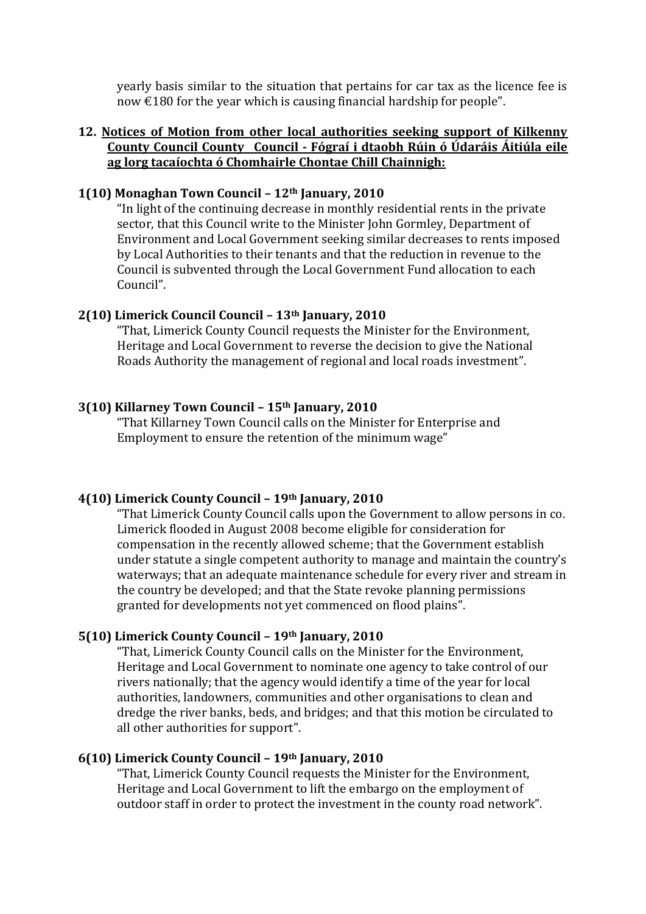yearly basis similar to the situation that pertains for car tax as the licence fee is now €180 for the year which is causing financial hardship for people".

**12. Notices of Motion from other local authorities seeking support of Kilkenny County Council County Council - Fógraí i dtaobh Rúin ó Údaráis Áitiúla eile ag lorg tacaíochta ó Chomhairle Chontae Chill Chainnigh:**

**1(10) Monaghan Town Council – 12th January, 2010**

"In light of the continuing decrease in monthly residential rents in the private sector, that this Council write to the Minister John Gormley, Department of Environment and Local Government seeking similar decreases to rents imposed by Local Authorities to their tenants and that the reduction in revenue to the Council is subvented through the Local Government Fund allocation to each Council".

**2(10) Limerick Council Council – 13th January, 2010**

"That, Limerick County Council requests the Minister for the Environment, Heritage and Local Government to reverse the decision to give the National Roads Authority the management of regional and local roads investment".

**3(10) Killarney Town Council – 15th January, 2010**

"That Killarney Town Council calls on the Minister for Enterprise and Employment to ensure the retention of the minimum wage"

**4(10) Limerick County Council – 19th January, 2010**

"That Limerick County Council calls upon the Government to allow persons in co. Limerick flooded in August 2008 become eligible for consideration for compensation in the recently allowed scheme; that the Government establish under statute a single competent authority to manage and maintain the country's waterways; that an adequate maintenance schedule for every river and stream in the country be developed; and that the State revoke planning permissions granted for developments not yet commenced on flood plains".

**5(10) Limerick County Council – 19th January, 2010**

"That, Limerick County Council calls on the Minister for the Environment, Heritage and Local Government to nominate one agency to take control of our rivers nationally; that the agency would identify a time of the year for local authorities, landowners, communities and other organisations to clean and dredge the river banks, beds, and bridges; and that this motion be circulated to all other authorities for support".

**6(10) Limerick County Council – 19th January, 2010**

"That, Limerick County Council requests the Minister for the Environment, Heritage and Local Government to lift the embargo on the employment of outdoor staff in order to protect the investment in the county road network".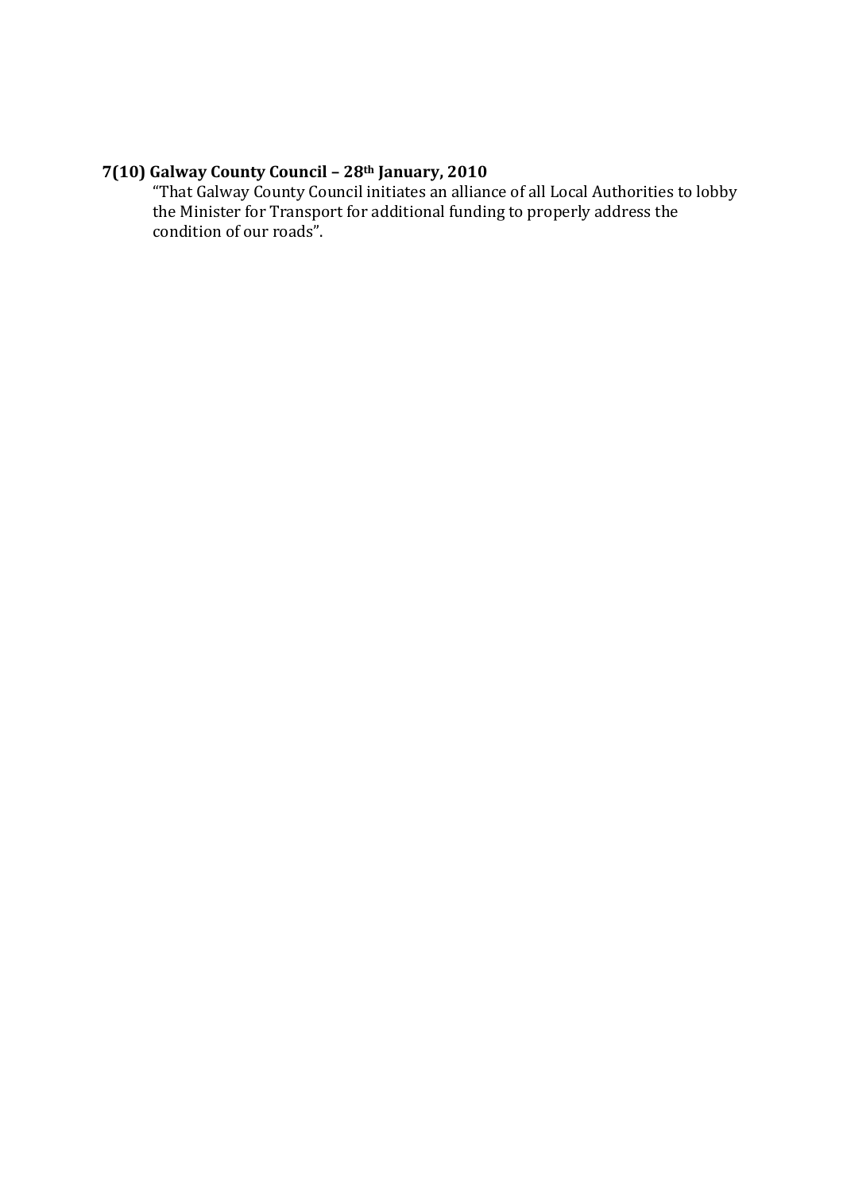**7(10) Galway County Council – 28th January, 2010**

"That Galway County Council initiates an alliance of all Local Authorities to lobby the Minister for Transport for additional funding to properly address the condition of our roads".